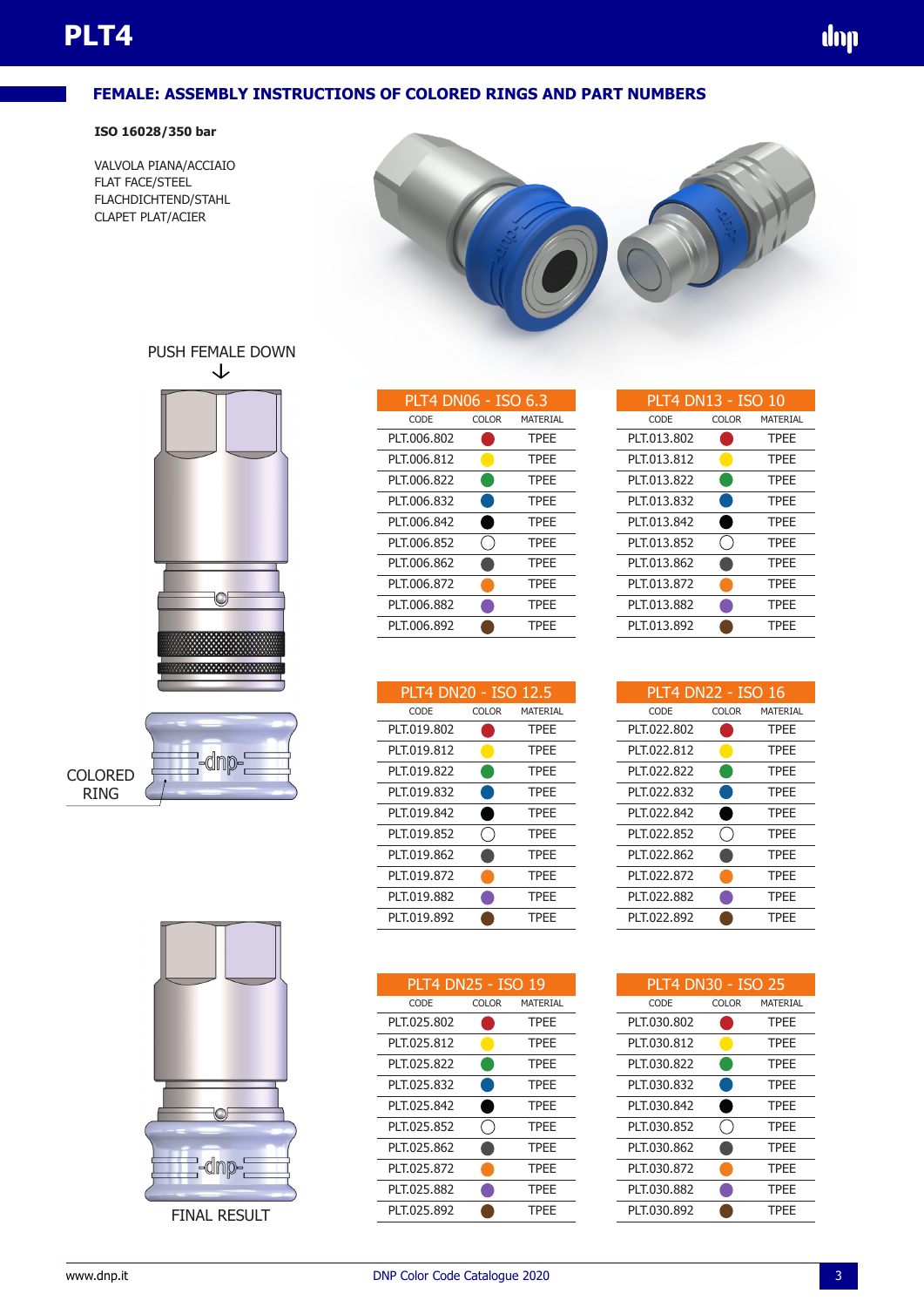# PLT4

## FEMALE: ASSEMBLY INSTRUCTIONS OF COLORED RINGS AND PART NUMBERS

**ISO 16028/350 bar**

VALVOLA PIANA/ACCIAIO
FLAT FACE/STEEL
FLACHDICHTEND/STAHL
CLAPET PLAT/ACIER

PUSH FEMALE DOWN

COLORED RING

FINAL RESULT

**PLT4 DN06 - ISO 6.3**

| CODE | COLOR | MATERIAL |
|---|---|---|
| PLT.006.802 | Red | TPEE |
| PLT.006.812 | Yellow | TPEE |
| PLT.006.822 | Green | TPEE |
| PLT.006.832 | Blue | TPEE |
| PLT.006.842 | Black | TPEE |
| PLT.006.852 | White | TPEE |
| PLT.006.862 | Grey | TPEE |
| PLT.006.872 | Orange | TPEE |
| PLT.006.882 | Purple | TPEE |
| PLT.006.892 | Brown | TPEE |

**PLT4 DN13 - ISO 10**

| CODE | COLOR | MATERIAL |
|---|---|---|
| PLT.013.802 | Red | TPEE |
| PLT.013.812 | Yellow | TPEE |
| PLT.013.822 | Green | TPEE |
| PLT.013.832 | Blue | TPEE |
| PLT.013.842 | Black | TPEE |
| PLT.013.852 | White | TPEE |
| PLT.013.862 | Grey | TPEE |
| PLT.013.872 | Orange | TPEE |
| PLT.013.882 | Purple | TPEE |
| PLT.013.892 | Brown | TPEE |

**PLT4 DN20 - ISO 12.5**

| CODE | COLOR | MATERIAL |
|---|---|---|
| PLT.019.802 | Red | TPEE |
| PLT.019.812 | Yellow | TPEE |
| PLT.019.822 | Green | TPEE |
| PLT.019.832 | Blue | TPEE |
| PLT.019.842 | Black | TPEE |
| PLT.019.852 | White | TPEE |
| PLT.019.862 | Grey | TPEE |
| PLT.019.872 | Orange | TPEE |
| PLT.019.882 | Purple | TPEE |
| PLT.019.892 | Brown | TPEE |

**PLT4 DN22 - ISO 16**

| CODE | COLOR | MATERIAL |
|---|---|---|
| PLT.022.802 | Red | TPEE |
| PLT.022.812 | Yellow | TPEE |
| PLT.022.822 | Green | TPEE |
| PLT.022.832 | Blue | TPEE |
| PLT.022.842 | Black | TPEE |
| PLT.022.852 | White | TPEE |
| PLT.022.862 | Grey | TPEE |
| PLT.022.872 | Orange | TPEE |
| PLT.022.882 | Purple | TPEE |
| PLT.022.892 | Brown | TPEE |

**PLT4 DN25 - ISO 19**

| CODE | COLOR | MATERIAL |
|---|---|---|
| PLT.025.802 | Red | TPEE |
| PLT.025.812 | Yellow | TPEE |
| PLT.025.822 | Green | TPEE |
| PLT.025.832 | Blue | TPEE |
| PLT.025.842 | Black | TPEE |
| PLT.025.852 | White | TPEE |
| PLT.025.862 | Grey | TPEE |
| PLT.025.872 | Orange | TPEE |
| PLT.025.882 | Purple | TPEE |
| PLT.025.892 | Brown | TPEE |

**PLT4 DN30 - ISO 25**

| CODE | COLOR | MATERIAL |
|---|---|---|
| PLT.030.802 | Red | TPEE |
| PLT.030.812 | Yellow | TPEE |
| PLT.030.822 | Green | TPEE |
| PLT.030.832 | Blue | TPEE |
| PLT.030.842 | Black | TPEE |
| PLT.030.852 | White | TPEE |
| PLT.030.862 | Grey | TPEE |
| PLT.030.872 | Orange | TPEE |
| PLT.030.882 | Purple | TPEE |
| PLT.030.892 | Brown | TPEE |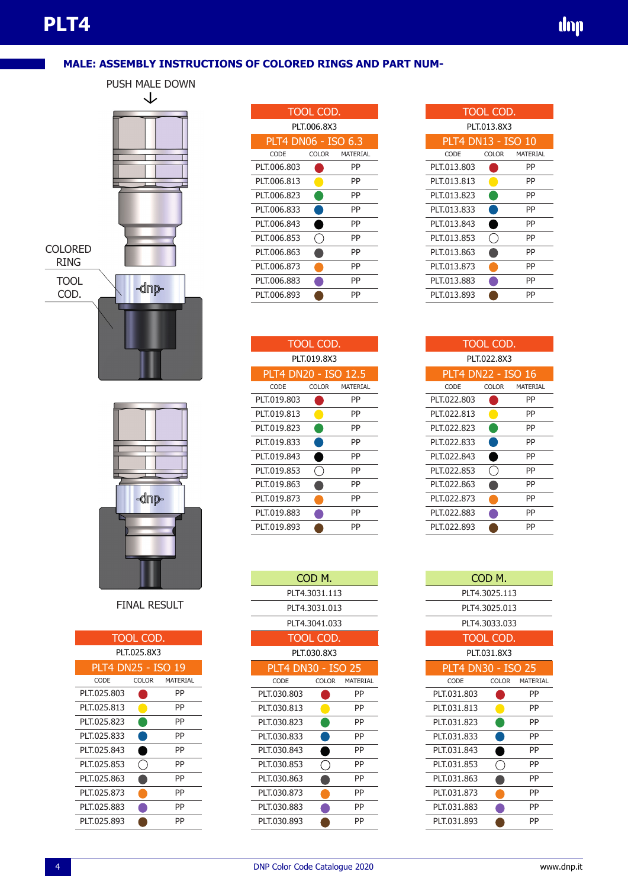# PLT4

## MALE: ASSEMBLY INSTRUCTIONS OF COLORED RINGS AND PART NUM-

PUSH MALE DOWN

COLORED RING

TOOL COD.

FINAL RESULT

| TOOL COD. | | |
|---|---|---|
| PLT.006.8X3 | | |
| PLT4 DN06 - ISO 6.3 | | |
| CODE | COLOR | MATERIAL |
| PLT.006.803 | red | PP |
| PLT.006.813 | yellow | PP |
| PLT.006.823 | green | PP |
| PLT.006.833 | blue | PP |
| PLT.006.843 | black | PP |
| PLT.006.853 | white | PP |
| PLT.006.863 | grey | PP |
| PLT.006.873 | orange | PP |
| PLT.006.883 | violet | PP |
| PLT.006.893 | brown | PP |

| TOOL COD. | | |
|---|---|---|
| PLT.013.8X3 | | |
| PLT4 DN13 - ISO 10 | | |
| CODE | COLOR | MATERIAL |
| PLT.013.803 | red | PP |
| PLT.013.813 | yellow | PP |
| PLT.013.823 | green | PP |
| PLT.013.833 | blue | PP |
| PLT.013.843 | black | PP |
| PLT.013.853 | white | PP |
| PLT.013.863 | grey | PP |
| PLT.013.873 | orange | PP |
| PLT.013.883 | violet | PP |
| PLT.013.893 | brown | PP |

| TOOL COD. | | |
|---|---|---|
| PLT.019.8X3 | | |
| PLT4 DN20 - ISO 12.5 | | |
| CODE | COLOR | MATERIAL |
| PLT.019.803 | red | PP |
| PLT.019.813 | yellow | PP |
| PLT.019.823 | green | PP |
| PLT.019.833 | blue | PP |
| PLT.019.843 | black | PP |
| PLT.019.853 | white | PP |
| PLT.019.863 | grey | PP |
| PLT.019.873 | orange | PP |
| PLT.019.883 | violet | PP |
| PLT.019.893 | brown | PP |

| TOOL COD. | | |
|---|---|---|
| PLT.022.8X3 | | |
| PLT4 DN22 - ISO 16 | | |
| CODE | COLOR | MATERIAL |
| PLT.022.803 | red | PP |
| PLT.022.813 | yellow | PP |
| PLT.022.823 | green | PP |
| PLT.022.833 | blue | PP |
| PLT.022.843 | black | PP |
| PLT.022.853 | white | PP |
| PLT.022.863 | grey | PP |
| PLT.022.873 | orange | PP |
| PLT.022.883 | violet | PP |
| PLT.022.893 | brown | PP |

| TOOL COD. | | |
|---|---|---|
| PLT.025.8X3 | | |
| PLT4 DN25 - ISO 19 | | |
| CODE | COLOR | MATERIAL |
| PLT.025.803 | red | PP |
| PLT.025.813 | yellow | PP |
| PLT.025.823 | green | PP |
| PLT.025.833 | blue | PP |
| PLT.025.843 | black | PP |
| PLT.025.853 | white | PP |
| PLT.025.863 | grey | PP |
| PLT.025.873 | orange | PP |
| PLT.025.883 | violet | PP |
| PLT.025.893 | brown | PP |

| COD M. | | |
|---|---|---|
| PLT4.3031.113 | | |
| PLT4.3031.013 | | |
| PLT4.3041.033 | | |
| TOOL COD. | | |
| PLT.030.8X3 | | |
| PLT4 DN30 - ISO 25 | | |
| CODE | COLOR | MATERIAL |
| PLT.030.803 | red | PP |
| PLT.030.813 | yellow | PP |
| PLT.030.823 | green | PP |
| PLT.030.833 | blue | PP |
| PLT.030.843 | black | PP |
| PLT.030.853 | white | PP |
| PLT.030.863 | grey | PP |
| PLT.030.873 | orange | PP |
| PLT.030.883 | violet | PP |
| PLT.030.893 | brown | PP |

| COD M. | | |
|---|---|---|
| PLT4.3025.113 | | |
| PLT4.3025.013 | | |
| PLT4.3033.033 | | |
| TOOL COD. | | |
| PLT.031.8X3 | | |
| PLT4 DN30 - ISO 25 | | |
| CODE | COLOR | MATERIAL |
| PLT.031.803 | red | PP |
| PLT.031.813 | yellow | PP |
| PLT.031.823 | green | PP |
| PLT.031.833 | blue | PP |
| PLT.031.843 | black | PP |
| PLT.031.853 | white | PP |
| PLT.031.863 | grey | PP |
| PLT.031.873 | orange | PP |
| PLT.031.883 | violet | PP |
| PLT.031.893 | brown | PP |